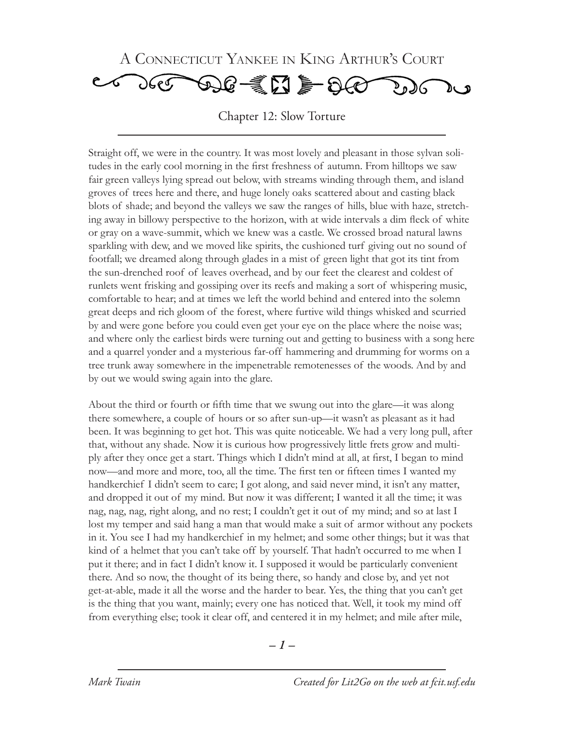# A Connecticut Yankee in King Arthur's Court

## Chapter 12: Slow Torture

Straight off, we were in the country. It was most lovely and pleasant in those sylvan solitudes in the early cool morning in the first freshness of autumn. From hilltops we saw fair green valleys lying spread out below, with streams winding through them, and island groves of trees here and there, and huge lonely oaks scattered about and casting black blots of shade; and beyond the valleys we saw the ranges of hills, blue with haze, stretching away in billowy perspective to the horizon, with at wide intervals a dim fleck of white or gray on a wave-summit, which we knew was a castle. We crossed broad natural lawns sparkling with dew, and we moved like spirits, the cushioned turf giving out no sound of footfall; we dreamed along through glades in a mist of green light that got its tint from the sun-drenched roof of leaves overhead, and by our feet the clearest and coldest of runlets went frisking and gossiping over its reefs and making a sort of whispering music, comfortable to hear; and at times we left the world behind and entered into the solemn great deeps and rich gloom of the forest, where furtive wild things whisked and scurried by and were gone before you could even get your eye on the place where the noise was; and where only the earliest birds were turning out and getting to business with a song here and a quarrel yonder and a mysterious far-off hammering and drumming for worms on a tree trunk away somewhere in the impenetrable remotenesses of the woods. And by and by out we would swing again into the glare.

About the third or fourth or fifth time that we swung out into the glare—it was along there somewhere, a couple of hours or so after sun-up—it wasn't as pleasant as it had been. It was beginning to get hot. This was quite noticeable. We had a very long pull, after that, without any shade. Now it is curious how progressively little frets grow and multiply after they once get a start. Things which I didn't mind at all, at first, I began to mind now—and more and more, too, all the time. The first ten or fifteen times I wanted my handkerchief I didn't seem to care; I got along, and said never mind, it isn't any matter, and dropped it out of my mind. But now it was different; I wanted it all the time; it was nag, nag, nag, right along, and no rest; I couldn't get it out of my mind; and so at last I lost my temper and said hang a man that would make a suit of armor without any pockets in it. You see I had my handkerchief in my helmet; and some other things; but it was that kind of a helmet that you can't take off by yourself. That hadn't occurred to me when I put it there; and in fact I didn't know it. I supposed it would be particularly convenient there. And so now, the thought of its being there, so handy and close by, and yet not get-at-able, made it all the worse and the harder to bear. Yes, the thing that you can't get is the thing that you want, mainly; every one has noticed that. Well, it took my mind off from everything else; took it clear off, and centered it in my helmet; and mile after mile,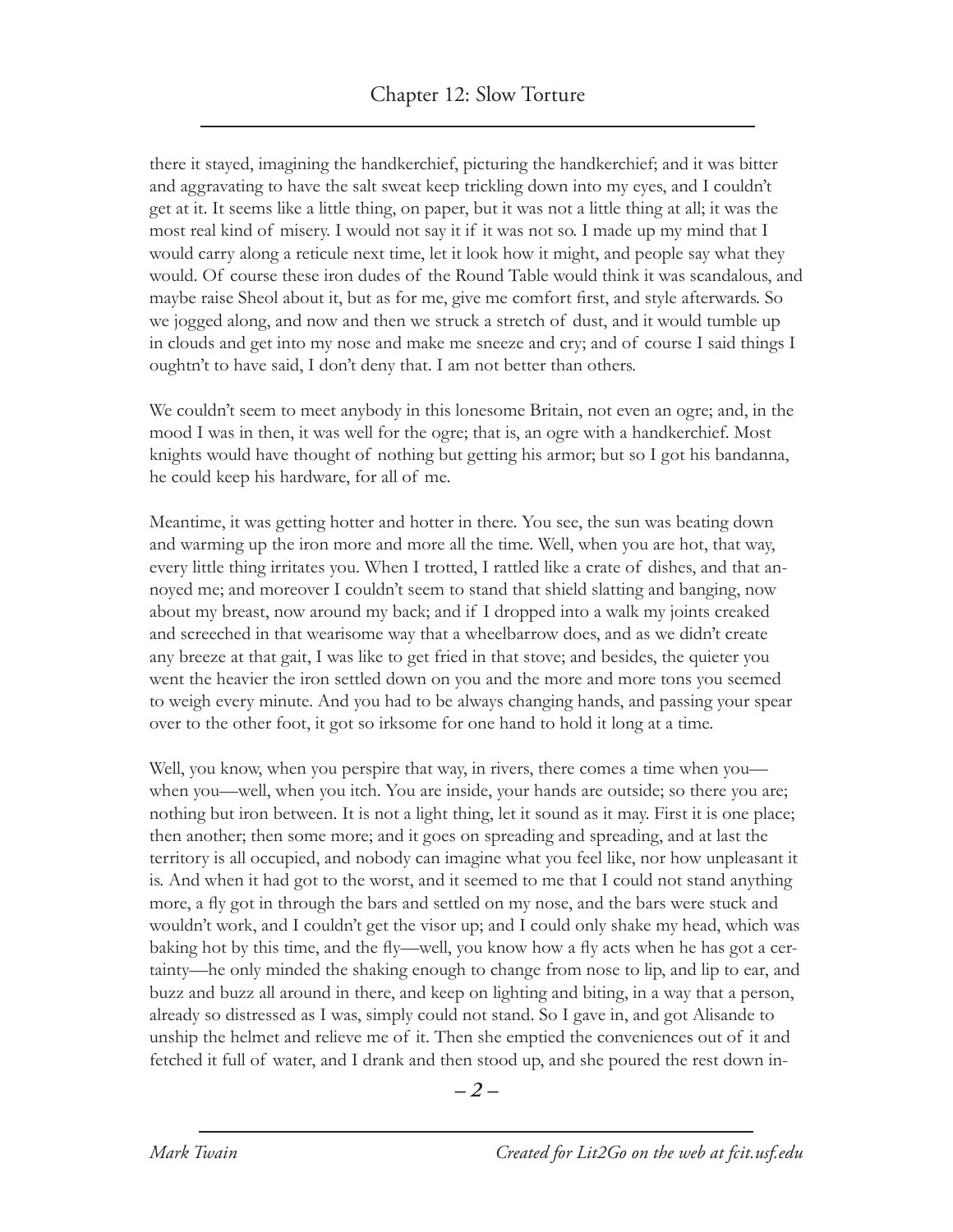there it stayed, imagining the handkerchief, picturing the handkerchief; and it was bitter and aggravating to have the salt sweat keep trickling down into my eyes, and I couldn't get at it. It seems like a little thing, on paper, but it was not a little thing at all; it was the most real kind of misery. I would not say it if it was not so. I made up my mind that I would carry along a reticule next time, let it look how it might, and people say what they would. Of course these iron dudes of the Round Table would think it was scandalous, and maybe raise Sheol about it, but as for me, give me comfort first, and style afterwards. So we jogged along, and now and then we struck a stretch of dust, and it would tumble up in clouds and get into my nose and make me sneeze and cry; and of course I said things I oughtn't to have said, I don't deny that. I am not better than others.

We couldn't seem to meet anybody in this lonesome Britain, not even an ogre; and, in the mood I was in then, it was well for the ogre; that is, an ogre with a handkerchief. Most knights would have thought of nothing but getting his armor; but so I got his bandanna, he could keep his hardware, for all of me.

Meantime, it was getting hotter and hotter in there. You see, the sun was beating down and warming up the iron more and more all the time. Well, when you are hot, that way, every little thing irritates you. When I trotted, I rattled like a crate of dishes, and that annoyed me; and moreover I couldn't seem to stand that shield slatting and banging, now about my breast, now around my back; and if I dropped into a walk my joints creaked and screeched in that wearisome way that a wheelbarrow does, and as we didn't create any breeze at that gait, I was like to get fried in that stove; and besides, the quieter you went the heavier the iron settled down on you and the more and more tons you seemed to weigh every minute. And you had to be always changing hands, and passing your spear over to the other foot, it got so irksome for one hand to hold it long at a time.

Well, you know, when you perspire that way, in rivers, there comes a time when you—when you—well, when you itch. You are inside, your hands are outside; so there you are; nothing but iron between. It is not a light thing, let it sound as it may. First it is one place; then another; then some more; and it goes on spreading and spreading, and at last the territory is all occupied, and nobody can imagine what you feel like, nor how unpleasant it is. And when it had got to the worst, and it seemed to me that I could not stand anything more, a fly got in through the bars and settled on my nose, and the bars were stuck and wouldn't work, and I couldn't get the visor up; and I could only shake my head, which was baking hot by this time, and the fly—well, you know how a fly acts when he has got a certainty—he only minded the shaking enough to change from nose to lip, and lip to ear, and buzz and buzz all around in there, and keep on lighting and biting, in a way that a person, already so distressed as I was, simply could not stand. So I gave in, and got Alisande to unship the helmet and relieve me of it. Then she emptied the conveniences out of it and fetched it full of water, and I drank and then stood up, and she poured the rest down in-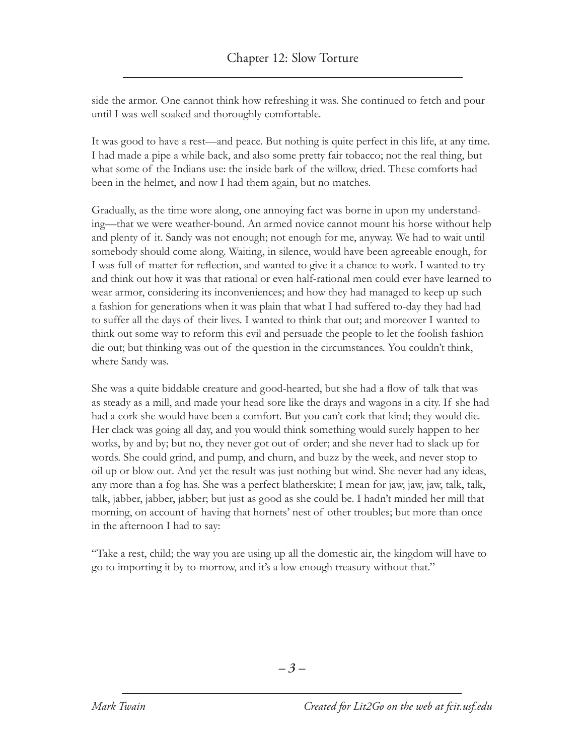side the armor. One cannot think how refreshing it was. She continued to fetch and pour until I was well soaked and thoroughly comfortable.

It was good to have a rest—and peace. But nothing is quite perfect in this life, at any time. I had made a pipe a while back, and also some pretty fair tobacco; not the real thing, but what some of the Indians use: the inside bark of the willow, dried. These comforts had been in the helmet, and now I had them again, but no matches.

Gradually, as the time wore along, one annoying fact was borne in upon my understanding—that we were weather-bound. An armed novice cannot mount his horse without help and plenty of it. Sandy was not enough; not enough for me, anyway. We had to wait until somebody should come along. Waiting, in silence, would have been agreeable enough, for I was full of matter for reflection, and wanted to give it a chance to work. I wanted to try and think out how it was that rational or even half-rational men could ever have learned to wear armor, considering its inconveniences; and how they had managed to keep up such a fashion for generations when it was plain that what I had suffered to-day they had had to suffer all the days of their lives. I wanted to think that out; and moreover I wanted to think out some way to reform this evil and persuade the people to let the foolish fashion die out; but thinking was out of the question in the circumstances. You couldn't think, where Sandy was.

She was a quite biddable creature and good-hearted, but she had a flow of talk that was as steady as a mill, and made your head sore like the drays and wagons in a city. If she had had a cork she would have been a comfort. But you can't cork that kind; they would die. Her clack was going all day, and you would think something would surely happen to her works, by and by; but no, they never got out of order; and she never had to slack up for words. She could grind, and pump, and churn, and buzz by the week, and never stop to oil up or blow out. And yet the result was just nothing but wind. She never had any ideas, any more than a fog has. She was a perfect blatherskite; I mean for jaw, jaw, jaw, talk, talk, talk, jabber, jabber, jabber; but just as good as she could be. I hadn't minded her mill that morning, on account of having that hornets' nest of other troubles; but more than once in the afternoon I had to say:

"Take a rest, child; the way you are using up all the domestic air, the kingdom will have to go to importing it by to-morrow, and it's a low enough treasury without that."